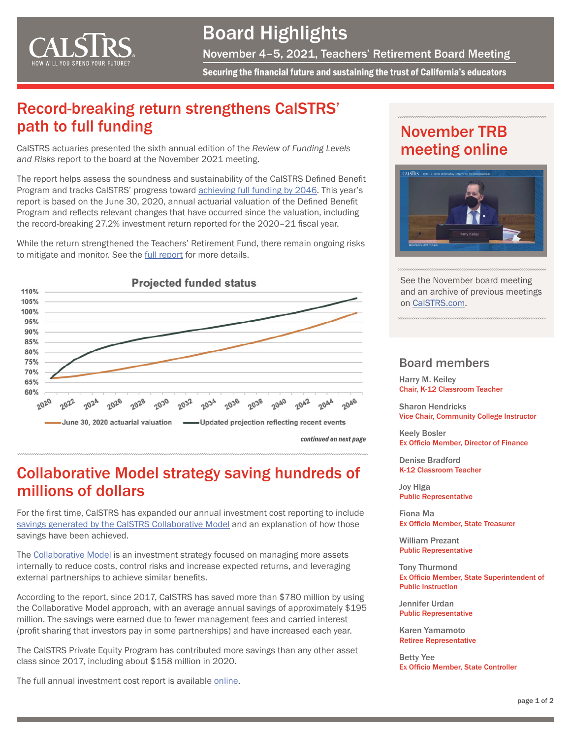# Board Highlights

November 4–5, 2021, Teachers' Retirement Board Meeting

**Securing the financial future and sustaining the trust of California's educators**

## Record-breaking return strengthens CalSTRS' path to full funding

CalSTRS actuaries presented the sixth annual edition of the *Review of Funding Levels and Risks* report to the board at the November 2021 meeting.

The report helps assess the soundness and sustainability of the CalSTRS Defined Benefit Program and tracks CalSTRS' progress toward achieving full funding by 2046. This year's report is based on the June 30, 2020, annual actuarial valuation of the Defined Benefit Program and reflects relevant changes that have occurred since the valuation, including the record-breaking 27.2% investment return reported for the 2020–21 fiscal year.

While the return strengthened the Teachers' Retirement Fund, there remain ongoing risks to mitigate and monitor. See the full report for more details.

**Projected funded status**

June 30, 2020 actuarial valuation — Updated projection reflecting recent events

*continued on next page*

## Collaborative Model strategy saving hundreds of millions of dollars

For the first time, CalSTRS has expanded our annual investment cost reporting to include savings generated by the CalSTRS Collaborative Model and an explanation of how those savings have been achieved.

The Collaborative Model is an investment strategy focused on managing more assets internally to reduce costs, control risks and increase expected returns, and leveraging external partnerships to achieve similar benefits.

According to the report, since 2017, CalSTRS has saved more than $780 million by using the Collaborative Model approach, with an average annual savings of approximately $195 million. The savings were earned due to fewer management fees and carried interest (profit sharing that investors pay in some partnerships) and have increased each year.

The CalSTRS Private Equity Program has contributed more savings than any other asset class since 2017, including about $158 million in 2020.

The full annual investment cost report is available online.

## November TRB meeting online

See the November board meeting and an archive of previous meetings on CalSTRS.com.

## Board members

**Harry M. Keiley**
Chair, K-12 Classroom Teacher

**Sharon Hendricks**
Vice Chair, Community College Instructor

**Keely Bosler**
Ex Officio Member, Director of Finance

**Denise Bradford**
K-12 Classroom Teacher

**Joy Higa**
Public Representative

**Fiona Ma**
Ex Officio Member, State Treasurer

**William Prezant**
Public Representative

**Tony Thurmond**
Ex Officio Member, State Superintendent of Public Instruction

**Jennifer Urdan**
Public Representative

**Karen Yamamoto**
Retiree Representative

**Betty Yee**
Ex Officio Member, State Controller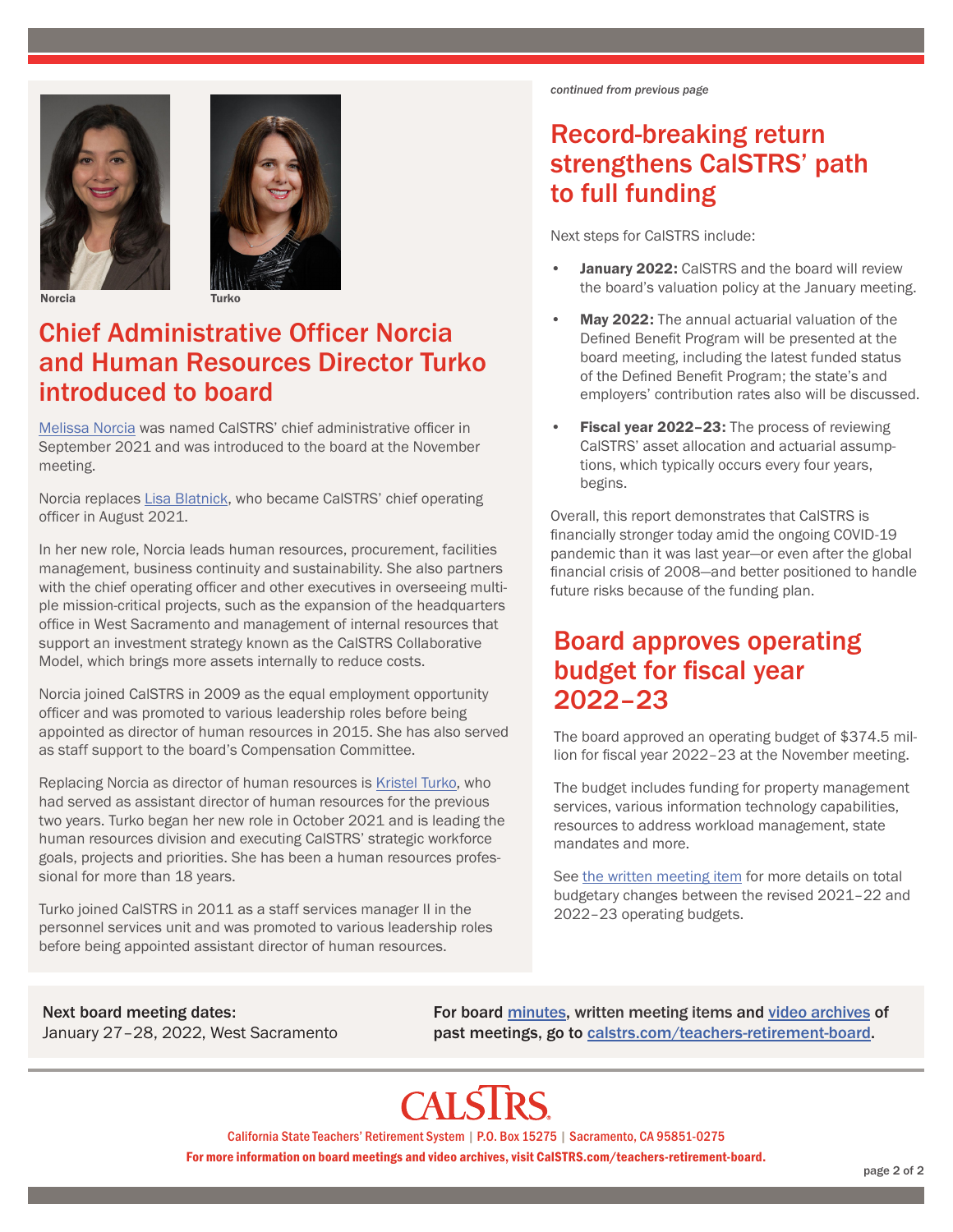Norcia

Turko

## Chief Administrative Officer Norcia and Human Resources Director Turko introduced to board

Melissa Norcia was named CalSTRS' chief administrative officer in September 2021 and was introduced to the board at the November meeting.

Norcia replaces Lisa Blatnick, who became CalSTRS' chief operating officer in August 2021.

In her new role, Norcia leads human resources, procurement, facilities management, business continuity and sustainability. She also partners with the chief operating officer and other executives in overseeing multiple mission-critical projects, such as the expansion of the headquarters office in West Sacramento and management of internal resources that support an investment strategy known as the CalSTRS Collaborative Model, which brings more assets internally to reduce costs.

Norcia joined CalSTRS in 2009 as the equal employment opportunity officer and was promoted to various leadership roles before being appointed as director of human resources in 2015. She has also served as staff support to the board's Compensation Committee.

Replacing Norcia as director of human resources is Kristel Turko, who had served as assistant director of human resources for the previous two years. Turko began her new role in October 2021 and is leading the human resources division and executing CalSTRS' strategic workforce goals, projects and priorities. She has been a human resources professional for more than 18 years.

Turko joined CalSTRS in 2011 as a staff services manager II in the personnel services unit and was promoted to various leadership roles before being appointed assistant director of human resources.

*continued from previous page*

## Record-breaking return strengthens CalSTRS' path to full funding

Next steps for CalSTRS include:

- **January 2022:** CalSTRS and the board will review the board's valuation policy at the January meeting.
- **May 2022:** The annual actuarial valuation of the Defined Benefit Program will be presented at the board meeting, including the latest funded status of the Defined Benefit Program; the state's and employers' contribution rates also will be discussed.
- **Fiscal year 2022–23:** The process of reviewing CalSTRS' asset allocation and actuarial assumptions, which typically occurs every four years, begins.

Overall, this report demonstrates that CalSTRS is financially stronger today amid the ongoing COVID-19 pandemic than it was last year—or even after the global financial crisis of 2008—and better positioned to handle future risks because of the funding plan.

## Board approves operating budget for fiscal year 2022–23

The board approved an operating budget of $374.5 million for fiscal year 2022–23 at the November meeting.

The budget includes funding for property management services, various information technology capabilities, resources to address workload management, state mandates and more.

See the written meeting item for more details on total budgetary changes between the revised 2021–22 and 2022–23 operating budgets.

**Next board meeting dates:**
January 27–28, 2022, West Sacramento

**For board minutes, written meeting items and video archives of past meetings, go to calstrs.com/teachers-retirement-board.**

CALSTRS

California State Teachers' Retirement System | P.O. Box 15275 | Sacramento, CA 95851-0275

For more information on board meetings and video archives, visit CalSTRS.com/teachers-retirement-board.